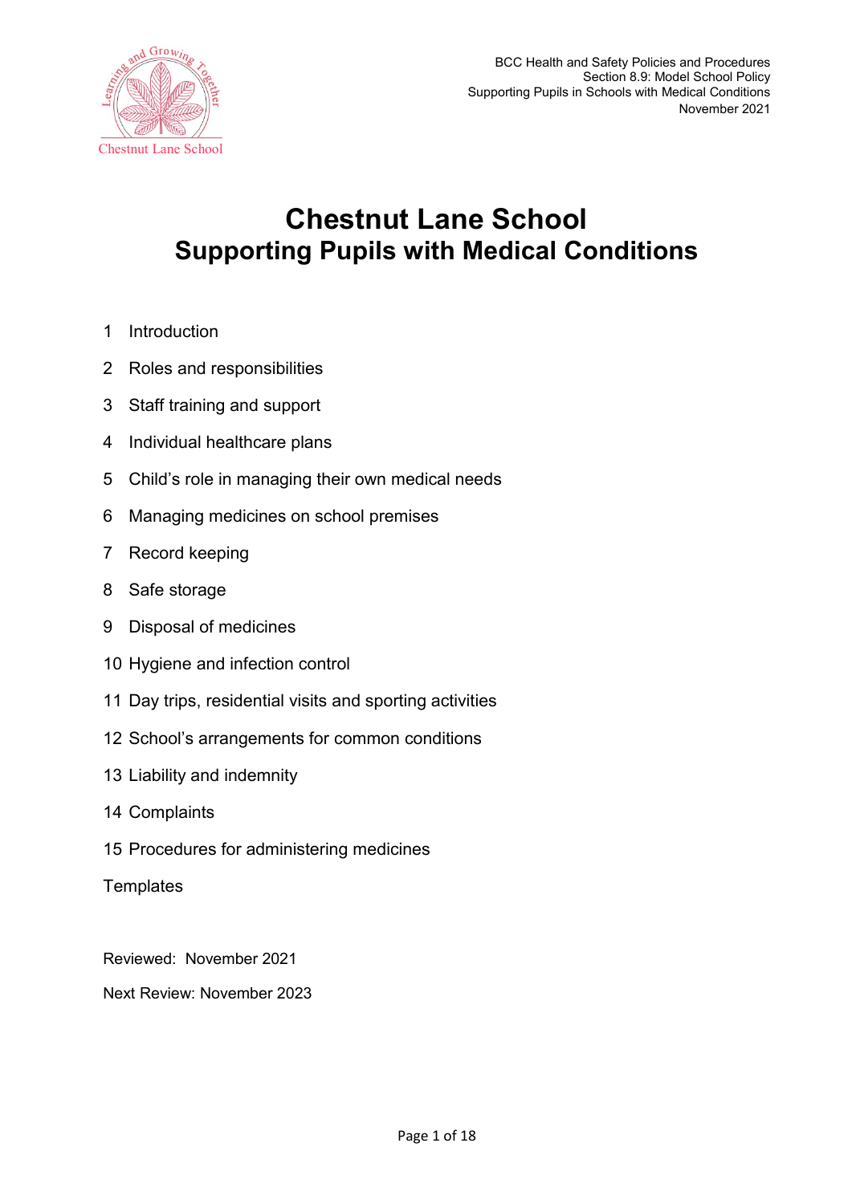BCC Health and Safety Policies and Procedures
Section 8.9: Model School Policy
Supporting Pupils in Schools with Medical Conditions
November 2021

# Chestnut Lane School
# Supporting Pupils with Medical Conditions

1 Introduction
2 Roles and responsibilities
3 Staff training and support
4 Individual healthcare plans
5 Child's role in managing their own medical needs
6 Managing medicines on school premises
7 Record keeping
8 Safe storage
9 Disposal of medicines
10 Hygiene and infection control
11 Day trips, residential visits and sporting activities
12 School's arrangements for common conditions
13 Liability and indemnity
14 Complaints
15 Procedures for administering medicines

Templates

Reviewed: November 2021

Next Review: November 2023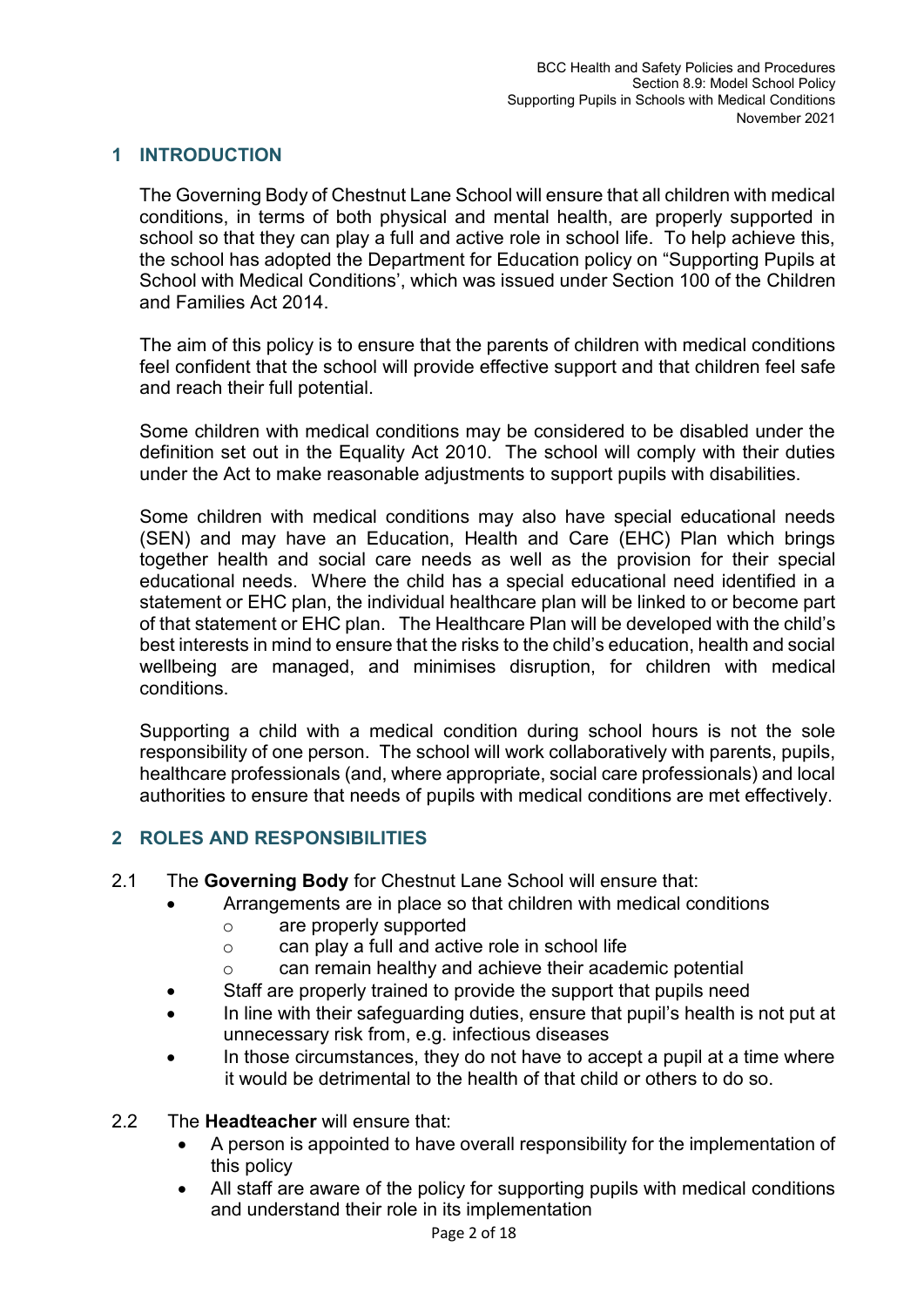## 1 INTRODUCTION

The Governing Body of Chestnut Lane School will ensure that all children with medical conditions, in terms of both physical and mental health, are properly supported in school so that they can play a full and active role in school life. To help achieve this, the school has adopted the Department for Education policy on "Supporting Pupils at School with Medical Conditions', which was issued under Section 100 of the Children and Families Act 2014.

The aim of this policy is to ensure that the parents of children with medical conditions feel confident that the school will provide effective support and that children feel safe and reach their full potential.

Some children with medical conditions may be considered to be disabled under the definition set out in the Equality Act 2010. The school will comply with their duties under the Act to make reasonable adjustments to support pupils with disabilities.

Some children with medical conditions may also have special educational needs (SEN) and may have an Education, Health and Care (EHC) Plan which brings together health and social care needs as well as the provision for their special educational needs. Where the child has a special educational need identified in a statement or EHC plan, the individual healthcare plan will be linked to or become part of that statement or EHC plan. The Healthcare Plan will be developed with the child's best interests in mind to ensure that the risks to the child's education, health and social wellbeing are managed, and minimises disruption, for children with medical conditions.

Supporting a child with a medical condition during school hours is not the sole responsibility of one person. The school will work collaboratively with parents, pupils, healthcare professionals (and, where appropriate, social care professionals) and local authorities to ensure that needs of pupils with medical conditions are met effectively.

## 2 ROLES AND RESPONSIBILITIES

2.1 The **Governing Body** for Chestnut Lane School will ensure that:

- Arrangements are in place so that children with medical conditions
  - are properly supported
  - can play a full and active role in school life
  - can remain healthy and achieve their academic potential
- Staff are properly trained to provide the support that pupils need
- In line with their safeguarding duties, ensure that pupil's health is not put at unnecessary risk from, e.g. infectious diseases
- In those circumstances, they do not have to accept a pupil at a time where it would be detrimental to the health of that child or others to do so.

2.2 The **Headteacher** will ensure that:

- A person is appointed to have overall responsibility for the implementation of this policy
- All staff are aware of the policy for supporting pupils with medical conditions and understand their role in its implementation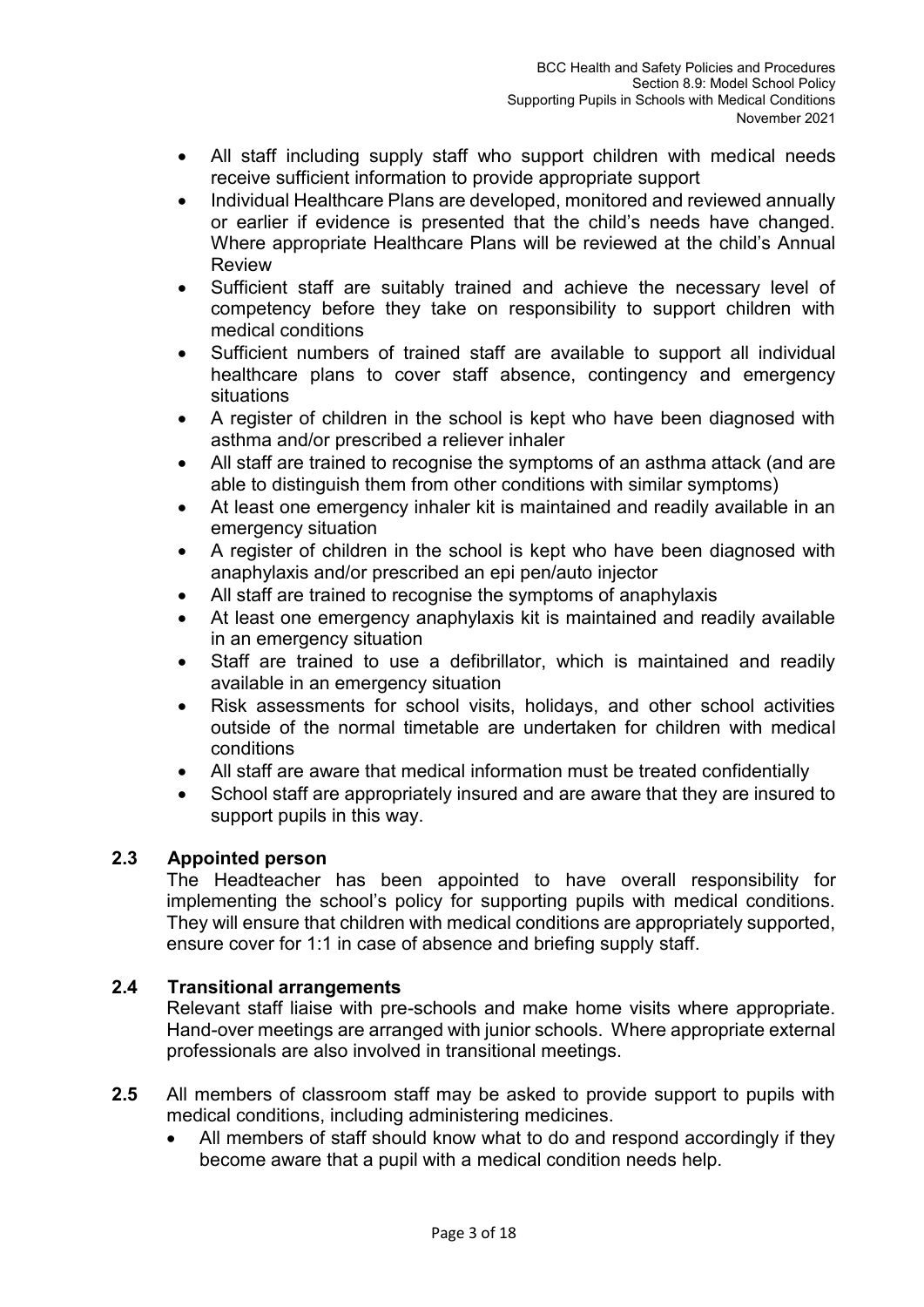- All staff including supply staff who support children with medical needs receive sufficient information to provide appropriate support
- Individual Healthcare Plans are developed, monitored and reviewed annually or earlier if evidence is presented that the child's needs have changed. Where appropriate Healthcare Plans will be reviewed at the child's Annual Review
- Sufficient staff are suitably trained and achieve the necessary level of competency before they take on responsibility to support children with medical conditions
- Sufficient numbers of trained staff are available to support all individual healthcare plans to cover staff absence, contingency and emergency situations
- A register of children in the school is kept who have been diagnosed with asthma and/or prescribed a reliever inhaler
- All staff are trained to recognise the symptoms of an asthma attack (and are able to distinguish them from other conditions with similar symptoms)
- At least one emergency inhaler kit is maintained and readily available in an emergency situation
- A register of children in the school is kept who have been diagnosed with anaphylaxis and/or prescribed an epi pen/auto injector
- All staff are trained to recognise the symptoms of anaphylaxis
- At least one emergency anaphylaxis kit is maintained and readily available in an emergency situation
- Staff are trained to use a defibrillator, which is maintained and readily available in an emergency situation
- Risk assessments for school visits, holidays, and other school activities outside of the normal timetable are undertaken for children with medical conditions
- All staff are aware that medical information must be treated confidentially
- School staff are appropriately insured and are aware that they are insured to support pupils in this way.

### 2.3 Appointed person

The Headteacher has been appointed to have overall responsibility for implementing the school's policy for supporting pupils with medical conditions. They will ensure that children with medical conditions are appropriately supported, ensure cover for 1:1 in case of absence and briefing supply staff.

### 2.4 Transitional arrangements

Relevant staff liaise with pre-schools and make home visits where appropriate. Hand-over meetings are arranged with junior schools. Where appropriate external professionals are also involved in transitional meetings.

**2.5** All members of classroom staff may be asked to provide support to pupils with medical conditions, including administering medicines.

- All members of staff should know what to do and respond accordingly if they become aware that a pupil with a medical condition needs help.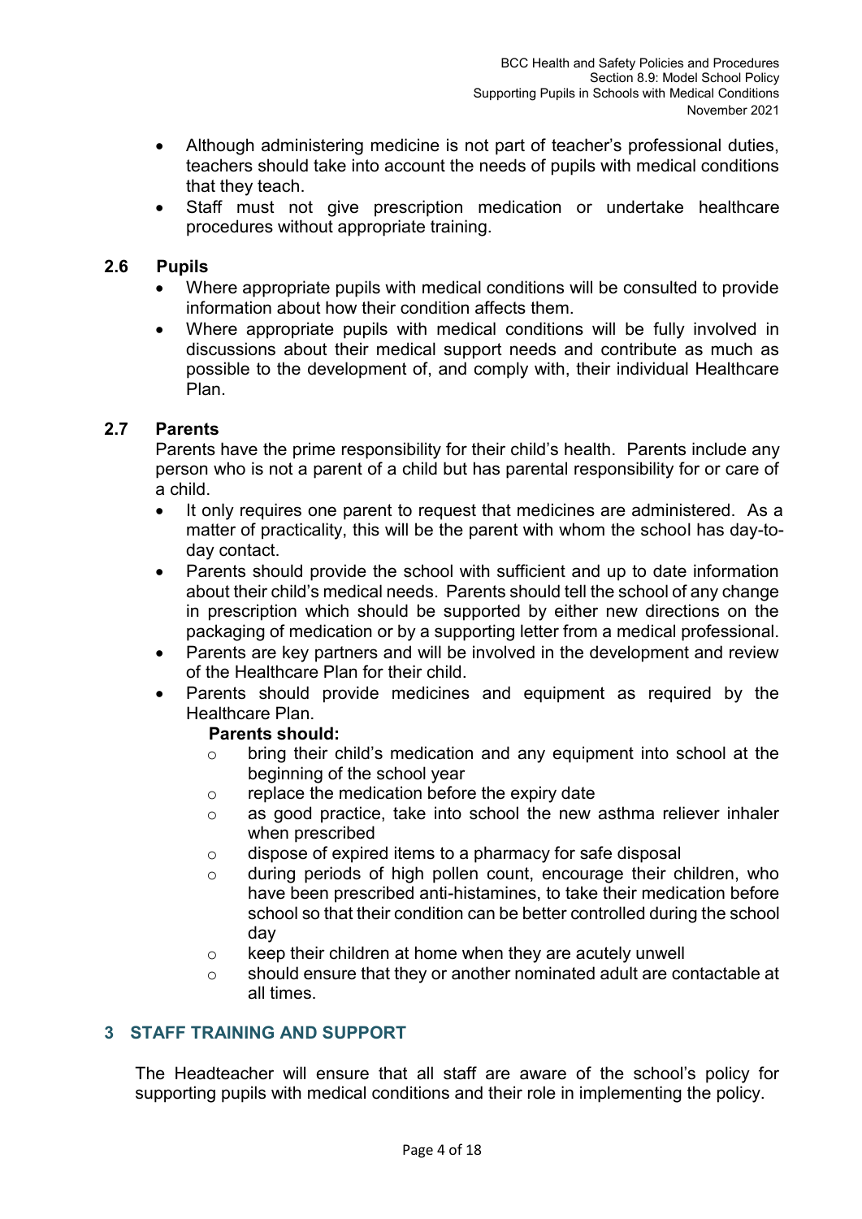- Although administering medicine is not part of teacher's professional duties, teachers should take into account the needs of pupils with medical conditions that they teach.
- Staff must not give prescription medication or undertake healthcare procedures without appropriate training.

### 2.6 Pupils

- Where appropriate pupils with medical conditions will be consulted to provide information about how their condition affects them.
- Where appropriate pupils with medical conditions will be fully involved in discussions about their medical support needs and contribute as much as possible to the development of, and comply with, their individual Healthcare Plan.

### 2.7 Parents

Parents have the prime responsibility for their child's health. Parents include any person who is not a parent of a child but has parental responsibility for or care of a child.

- It only requires one parent to request that medicines are administered. As a matter of practicality, this will be the parent with whom the school has day-to-day contact.
- Parents should provide the school with sufficient and up to date information about their child's medical needs. Parents should tell the school of any change in prescription which should be supported by either new directions on the packaging of medication or by a supporting letter from a medical professional.
- Parents are key partners and will be involved in the development and review of the Healthcare Plan for their child.
- Parents should provide medicines and equipment as required by the Healthcare Plan.

  **Parents should:**
  - bring their child's medication and any equipment into school at the beginning of the school year
  - replace the medication before the expiry date
  - as good practice, take into school the new asthma reliever inhaler when prescribed
  - dispose of expired items to a pharmacy for safe disposal
  - during periods of high pollen count, encourage their children, who have been prescribed anti-histamines, to take their medication before school so that their condition can be better controlled during the school day
  - keep their children at home when they are acutely unwell
  - should ensure that they or another nominated adult are contactable at all times.

## 3 STAFF TRAINING AND SUPPORT

The Headteacher will ensure that all staff are aware of the school's policy for supporting pupils with medical conditions and their role in implementing the policy.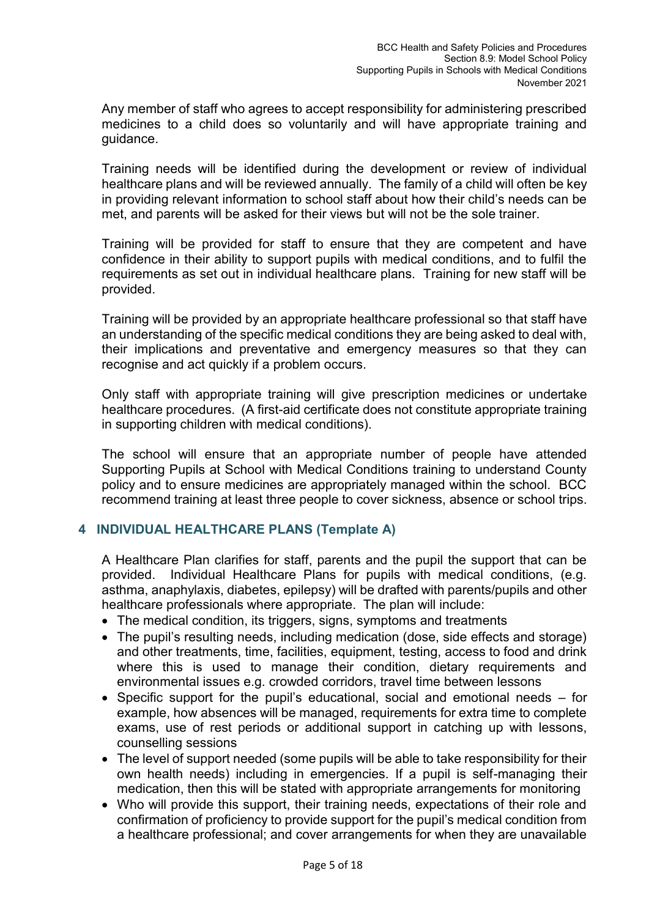Any member of staff who agrees to accept responsibility for administering prescribed medicines to a child does so voluntarily and will have appropriate training and guidance.

Training needs will be identified during the development or review of individual healthcare plans and will be reviewed annually. The family of a child will often be key in providing relevant information to school staff about how their child's needs can be met, and parents will be asked for their views but will not be the sole trainer.

Training will be provided for staff to ensure that they are competent and have confidence in their ability to support pupils with medical conditions, and to fulfil the requirements as set out in individual healthcare plans. Training for new staff will be provided.

Training will be provided by an appropriate healthcare professional so that staff have an understanding of the specific medical conditions they are being asked to deal with, their implications and preventative and emergency measures so that they can recognise and act quickly if a problem occurs.

Only staff with appropriate training will give prescription medicines or undertake healthcare procedures. (A first-aid certificate does not constitute appropriate training in supporting children with medical conditions).

The school will ensure that an appropriate number of people have attended Supporting Pupils at School with Medical Conditions training to understand County policy and to ensure medicines are appropriately managed within the school. BCC recommend training at least three people to cover sickness, absence or school trips.

## 4 INDIVIDUAL HEALTHCARE PLANS (Template A)

A Healthcare Plan clarifies for staff, parents and the pupil the support that can be provided. Individual Healthcare Plans for pupils with medical conditions, (e.g. asthma, anaphylaxis, diabetes, epilepsy) will be drafted with parents/pupils and other healthcare professionals where appropriate. The plan will include:

- The medical condition, its triggers, signs, symptoms and treatments
- The pupil's resulting needs, including medication (dose, side effects and storage) and other treatments, time, facilities, equipment, testing, access to food and drink where this is used to manage their condition, dietary requirements and environmental issues e.g. crowded corridors, travel time between lessons
- Specific support for the pupil's educational, social and emotional needs – for example, how absences will be managed, requirements for extra time to complete exams, use of rest periods or additional support in catching up with lessons, counselling sessions
- The level of support needed (some pupils will be able to take responsibility for their own health needs) including in emergencies. If a pupil is self-managing their medication, then this will be stated with appropriate arrangements for monitoring
- Who will provide this support, their training needs, expectations of their role and confirmation of proficiency to provide support for the pupil's medical condition from a healthcare professional; and cover arrangements for when they are unavailable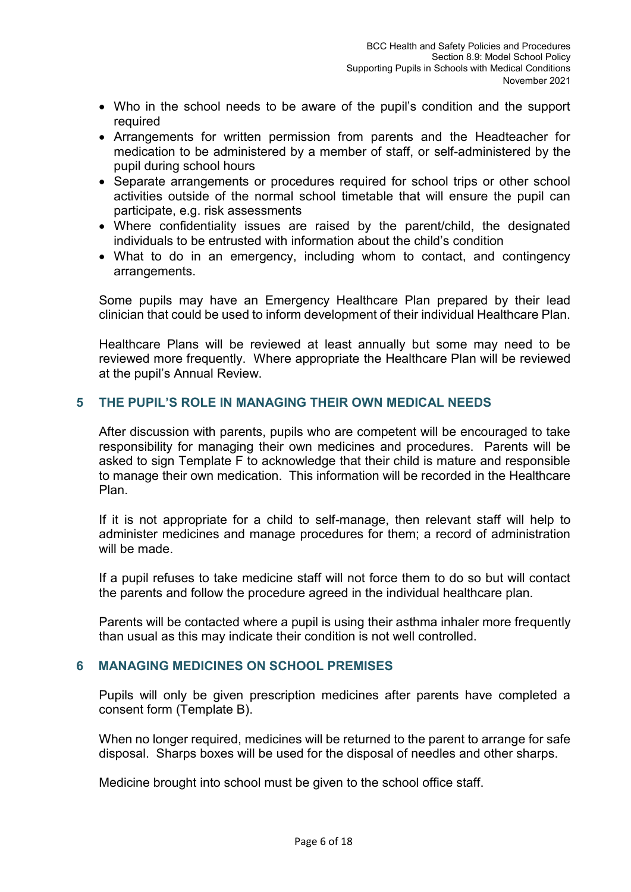- Who in the school needs to be aware of the pupil's condition and the support required
- Arrangements for written permission from parents and the Headteacher for medication to be administered by a member of staff, or self-administered by the pupil during school hours
- Separate arrangements or procedures required for school trips or other school activities outside of the normal school timetable that will ensure the pupil can participate, e.g. risk assessments
- Where confidentiality issues are raised by the parent/child, the designated individuals to be entrusted with information about the child's condition
- What to do in an emergency, including whom to contact, and contingency arrangements.

Some pupils may have an Emergency Healthcare Plan prepared by their lead clinician that could be used to inform development of their individual Healthcare Plan.

Healthcare Plans will be reviewed at least annually but some may need to be reviewed more frequently. Where appropriate the Healthcare Plan will be reviewed at the pupil's Annual Review.

## 5 THE PUPIL'S ROLE IN MANAGING THEIR OWN MEDICAL NEEDS

After discussion with parents, pupils who are competent will be encouraged to take responsibility for managing their own medicines and procedures. Parents will be asked to sign Template F to acknowledge that their child is mature and responsible to manage their own medication. This information will be recorded in the Healthcare Plan.

If it is not appropriate for a child to self-manage, then relevant staff will help to administer medicines and manage procedures for them; a record of administration will be made.

If a pupil refuses to take medicine staff will not force them to do so but will contact the parents and follow the procedure agreed in the individual healthcare plan.

Parents will be contacted where a pupil is using their asthma inhaler more frequently than usual as this may indicate their condition is not well controlled.

## 6 MANAGING MEDICINES ON SCHOOL PREMISES

Pupils will only be given prescription medicines after parents have completed a consent form (Template B).

When no longer required, medicines will be returned to the parent to arrange for safe disposal. Sharps boxes will be used for the disposal of needles and other sharps.

Medicine brought into school must be given to the school office staff.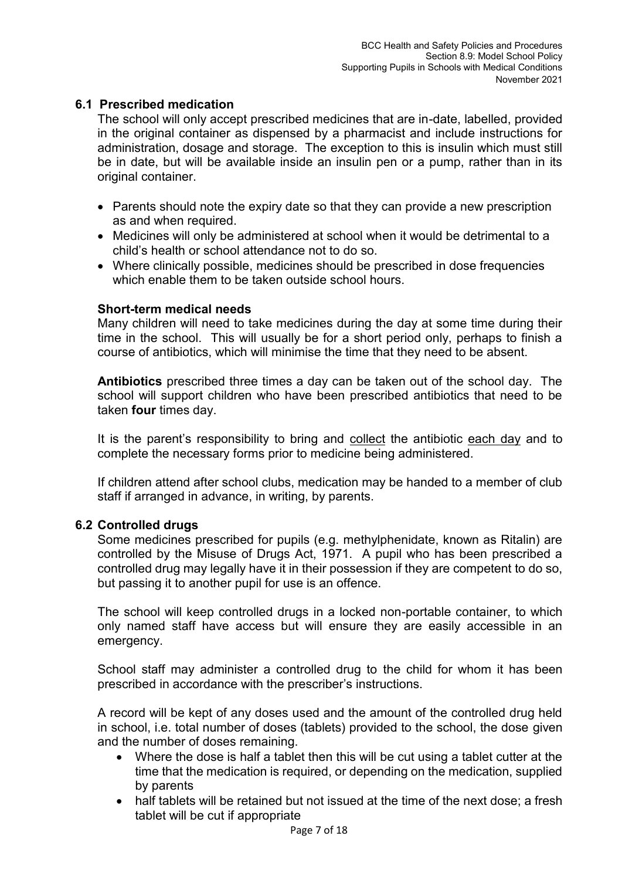### 6.1 Prescribed medication

The school will only accept prescribed medicines that are in-date, labelled, provided in the original container as dispensed by a pharmacist and include instructions for administration, dosage and storage. The exception to this is insulin which must still be in date, but will be available inside an insulin pen or a pump, rather than in its original container.

- Parents should note the expiry date so that they can provide a new prescription as and when required.
- Medicines will only be administered at school when it would be detrimental to a child's health or school attendance not to do so.
- Where clinically possible, medicines should be prescribed in dose frequencies which enable them to be taken outside school hours.

**Short-term medical needs**

Many children will need to take medicines during the day at some time during their time in the school. This will usually be for a short period only, perhaps to finish a course of antibiotics, which will minimise the time that they need to be absent.

**Antibiotics** prescribed three times a day can be taken out of the school day. The school will support children who have been prescribed antibiotics that need to be taken **four** times day.

It is the parent's responsibility to bring and <u>collect</u> the antibiotic <u>each day</u> and to complete the necessary forms prior to medicine being administered.

If children attend after school clubs, medication may be handed to a member of club staff if arranged in advance, in writing, by parents.

### 6.2 Controlled drugs

Some medicines prescribed for pupils (e.g. methylphenidate, known as Ritalin) are controlled by the Misuse of Drugs Act, 1971. A pupil who has been prescribed a controlled drug may legally have it in their possession if they are competent to do so, but passing it to another pupil for use is an offence.

The school will keep controlled drugs in a locked non-portable container, to which only named staff have access but will ensure they are easily accessible in an emergency.

School staff may administer a controlled drug to the child for whom it has been prescribed in accordance with the prescriber's instructions.

A record will be kept of any doses used and the amount of the controlled drug held in school, i.e. total number of doses (tablets) provided to the school, the dose given and the number of doses remaining.

- Where the dose is half a tablet then this will be cut using a tablet cutter at the time that the medication is required, or depending on the medication, supplied by parents
- half tablets will be retained but not issued at the time of the next dose; a fresh tablet will be cut if appropriate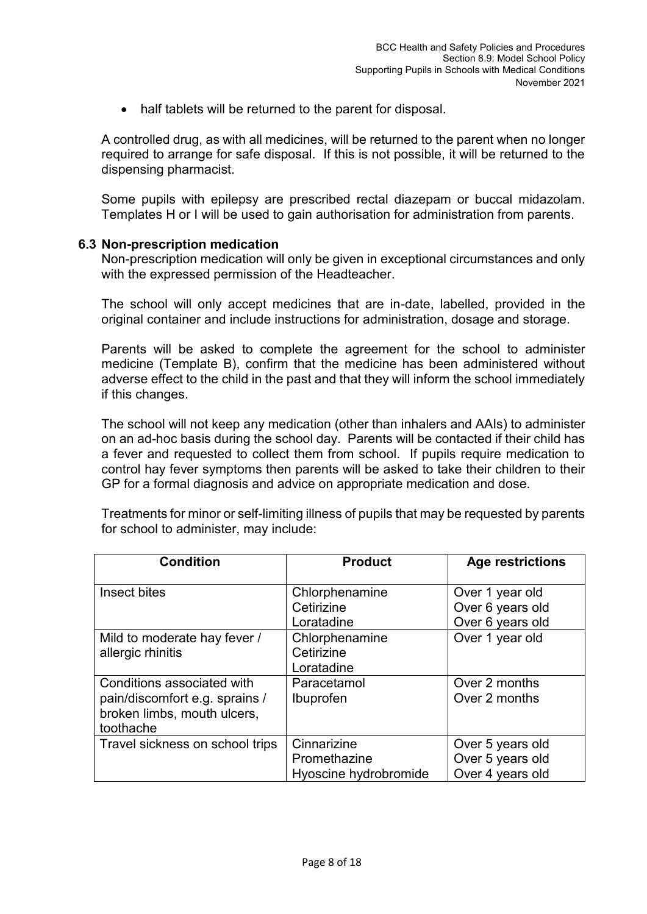- half tablets will be returned to the parent for disposal.

A controlled drug, as with all medicines, will be returned to the parent when no longer required to arrange for safe disposal. If this is not possible, it will be returned to the dispensing pharmacist.

Some pupils with epilepsy are prescribed rectal diazepam or buccal midazolam. Templates H or I will be used to gain authorisation for administration from parents.

### 6.3 Non-prescription medication

Non-prescription medication will only be given in exceptional circumstances and only with the expressed permission of the Headteacher.

The school will only accept medicines that are in-date, labelled, provided in the original container and include instructions for administration, dosage and storage.

Parents will be asked to complete the agreement for the school to administer medicine (Template B), confirm that the medicine has been administered without adverse effect to the child in the past and that they will inform the school immediately if this changes.

The school will not keep any medication (other than inhalers and AAIs) to administer on an ad-hoc basis during the school day. Parents will be contacted if their child has a fever and requested to collect them from school. If pupils require medication to control hay fever symptoms then parents will be asked to take their children to their GP for a formal diagnosis and advice on appropriate medication and dose.

Treatments for minor or self-limiting illness of pupils that may be requested by parents for school to administer, may include:

| Condition | Product | Age restrictions |
|---|---|---|
| Insect bites | Chlorphenamine<br>Cetirizine<br>Loratadine | Over 1 year old<br>Over 6 years old<br>Over 6 years old |
| Mild to moderate hay fever / allergic rhinitis | Chlorphenamine<br>Cetirizine<br>Loratadine | Over 1 year old |
| Conditions associated with pain/discomfort e.g. sprains / broken limbs, mouth ulcers, toothache | Paracetamol<br>Ibuprofen | Over 2 months<br>Over 2 months |
| Travel sickness on school trips | Cinnarizine<br>Promethazine<br>Hyoscine hydrobromide | Over 5 years old<br>Over 5 years old<br>Over 4 years old |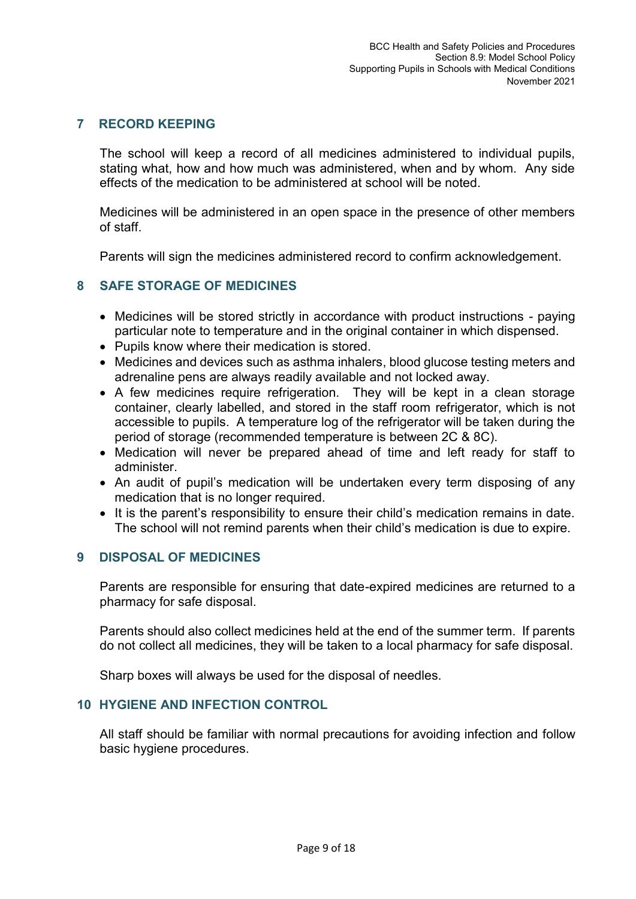## 7 RECORD KEEPING

The school will keep a record of all medicines administered to individual pupils, stating what, how and how much was administered, when and by whom. Any side effects of the medication to be administered at school will be noted.

Medicines will be administered in an open space in the presence of other members of staff.

Parents will sign the medicines administered record to confirm acknowledgement.

## 8 SAFE STORAGE OF MEDICINES

- Medicines will be stored strictly in accordance with product instructions - paying particular note to temperature and in the original container in which dispensed.
- Pupils know where their medication is stored.
- Medicines and devices such as asthma inhalers, blood glucose testing meters and adrenaline pens are always readily available and not locked away.
- A few medicines require refrigeration. They will be kept in a clean storage container, clearly labelled, and stored in the staff room refrigerator, which is not accessible to pupils. A temperature log of the refrigerator will be taken during the period of storage (recommended temperature is between 2C & 8C).
- Medication will never be prepared ahead of time and left ready for staff to administer.
- An audit of pupil's medication will be undertaken every term disposing of any medication that is no longer required.
- It is the parent's responsibility to ensure their child's medication remains in date. The school will not remind parents when their child's medication is due to expire.

## 9 DISPOSAL OF MEDICINES

Parents are responsible for ensuring that date-expired medicines are returned to a pharmacy for safe disposal.

Parents should also collect medicines held at the end of the summer term. If parents do not collect all medicines, they will be taken to a local pharmacy for safe disposal.

Sharp boxes will always be used for the disposal of needles.

## 10 HYGIENE AND INFECTION CONTROL

All staff should be familiar with normal precautions for avoiding infection and follow basic hygiene procedures.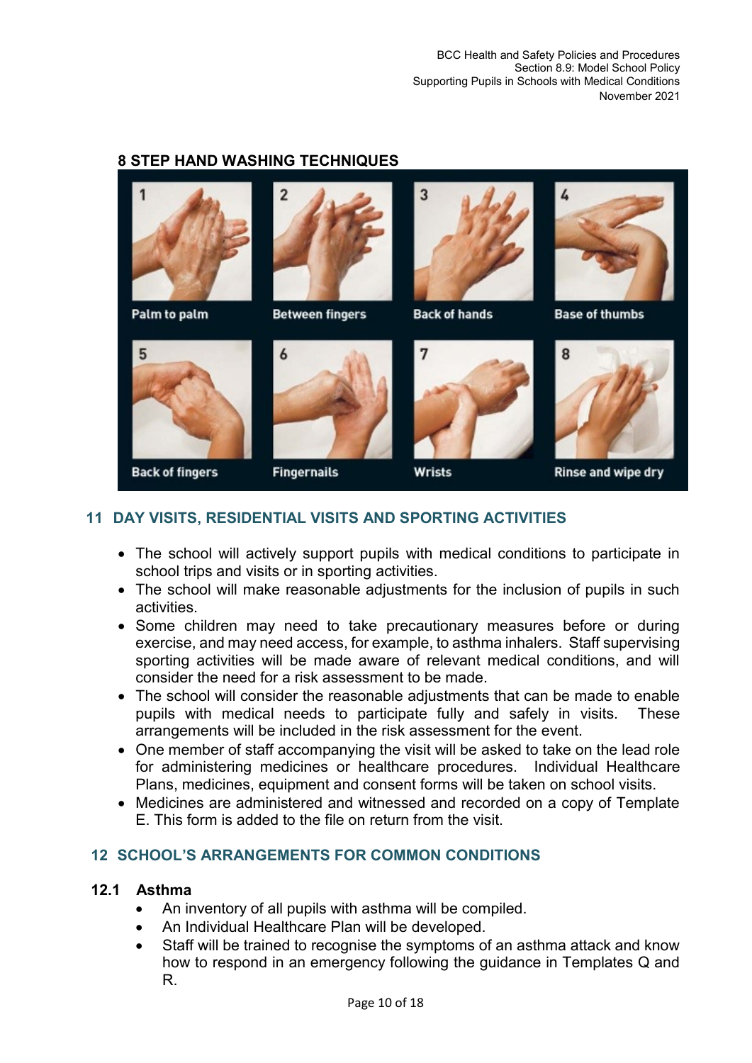## 8 STEP HAND WASHING TECHNIQUES

1. Palm to palm
2. Between fingers
3. Back of hands
4. Base of thumbs
5. Back of fingers
6. Fingernails
7. Wrists
8. Rinse and wipe dry

## 11 DAY VISITS, RESIDENTIAL VISITS AND SPORTING ACTIVITIES

- The school will actively support pupils with medical conditions to participate in school trips and visits or in sporting activities.
- The school will make reasonable adjustments for the inclusion of pupils in such activities.
- Some children may need to take precautionary measures before or during exercise, and may need access, for example, to asthma inhalers. Staff supervising sporting activities will be made aware of relevant medical conditions, and will consider the need for a risk assessment to be made.
- The school will consider the reasonable adjustments that can be made to enable pupils with medical needs to participate fully and safely in visits. These arrangements will be included in the risk assessment for the event.
- One member of staff accompanying the visit will be asked to take on the lead role for administering medicines or healthcare procedures. Individual Healthcare Plans, medicines, equipment and consent forms will be taken on school visits.
- Medicines are administered and witnessed and recorded on a copy of Template E. This form is added to the file on return from the visit.

## 12 SCHOOL'S ARRANGEMENTS FOR COMMON CONDITIONS

### 12.1 Asthma

- An inventory of all pupils with asthma will be compiled.
- An Individual Healthcare Plan will be developed.
- Staff will be trained to recognise the symptoms of an asthma attack and know how to respond in an emergency following the guidance in Templates Q and R.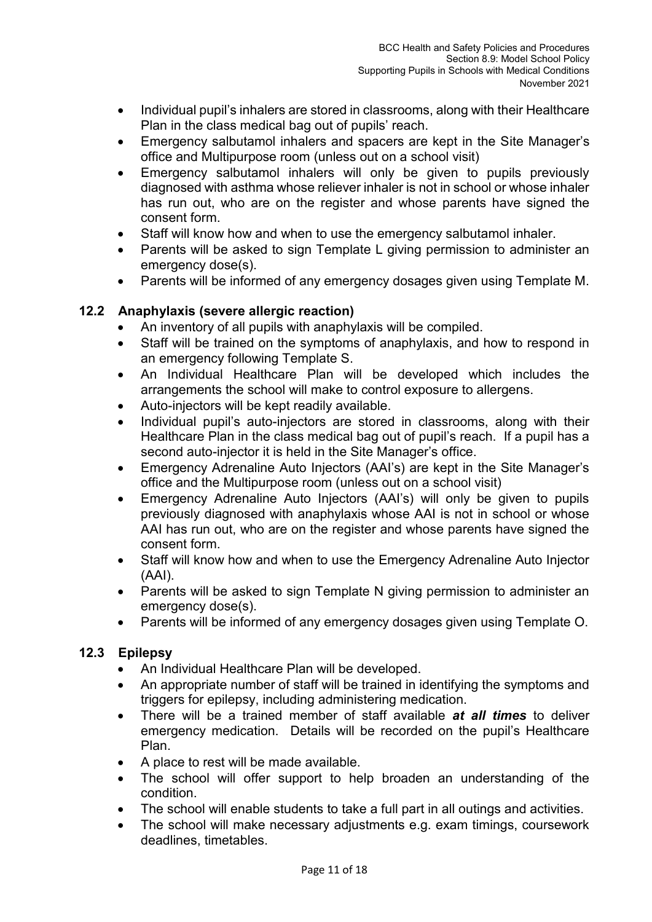- Individual pupil's inhalers are stored in classrooms, along with their Healthcare Plan in the class medical bag out of pupils' reach.
- Emergency salbutamol inhalers and spacers are kept in the Site Manager's office and Multipurpose room (unless out on a school visit)
- Emergency salbutamol inhalers will only be given to pupils previously diagnosed with asthma whose reliever inhaler is not in school or whose inhaler has run out, who are on the register and whose parents have signed the consent form.
- Staff will know how and when to use the emergency salbutamol inhaler.
- Parents will be asked to sign Template L giving permission to administer an emergency dose(s).
- Parents will be informed of any emergency dosages given using Template M.

### 12.2 Anaphylaxis (severe allergic reaction)

- An inventory of all pupils with anaphylaxis will be compiled.
- Staff will be trained on the symptoms of anaphylaxis, and how to respond in an emergency following Template S.
- An Individual Healthcare Plan will be developed which includes the arrangements the school will make to control exposure to allergens.
- Auto-injectors will be kept readily available.
- Individual pupil's auto-injectors are stored in classrooms, along with their Healthcare Plan in the class medical bag out of pupil's reach. If a pupil has a second auto-injector it is held in the Site Manager's office.
- Emergency Adrenaline Auto Injectors (AAI's) are kept in the Site Manager's office and the Multipurpose room (unless out on a school visit)
- Emergency Adrenaline Auto Injectors (AAI's) will only be given to pupils previously diagnosed with anaphylaxis whose AAI is not in school or whose AAI has run out, who are on the register and whose parents have signed the consent form.
- Staff will know how and when to use the Emergency Adrenaline Auto Injector (AAI).
- Parents will be asked to sign Template N giving permission to administer an emergency dose(s).
- Parents will be informed of any emergency dosages given using Template O.

### 12.3 Epilepsy

- An Individual Healthcare Plan will be developed.
- An appropriate number of staff will be trained in identifying the symptoms and triggers for epilepsy, including administering medication.
- There will be a trained member of staff available ***at all times*** to deliver emergency medication. Details will be recorded on the pupil's Healthcare Plan.
- A place to rest will be made available.
- The school will offer support to help broaden an understanding of the condition.
- The school will enable students to take a full part in all outings and activities.
- The school will make necessary adjustments e.g. exam timings, coursework deadlines, timetables.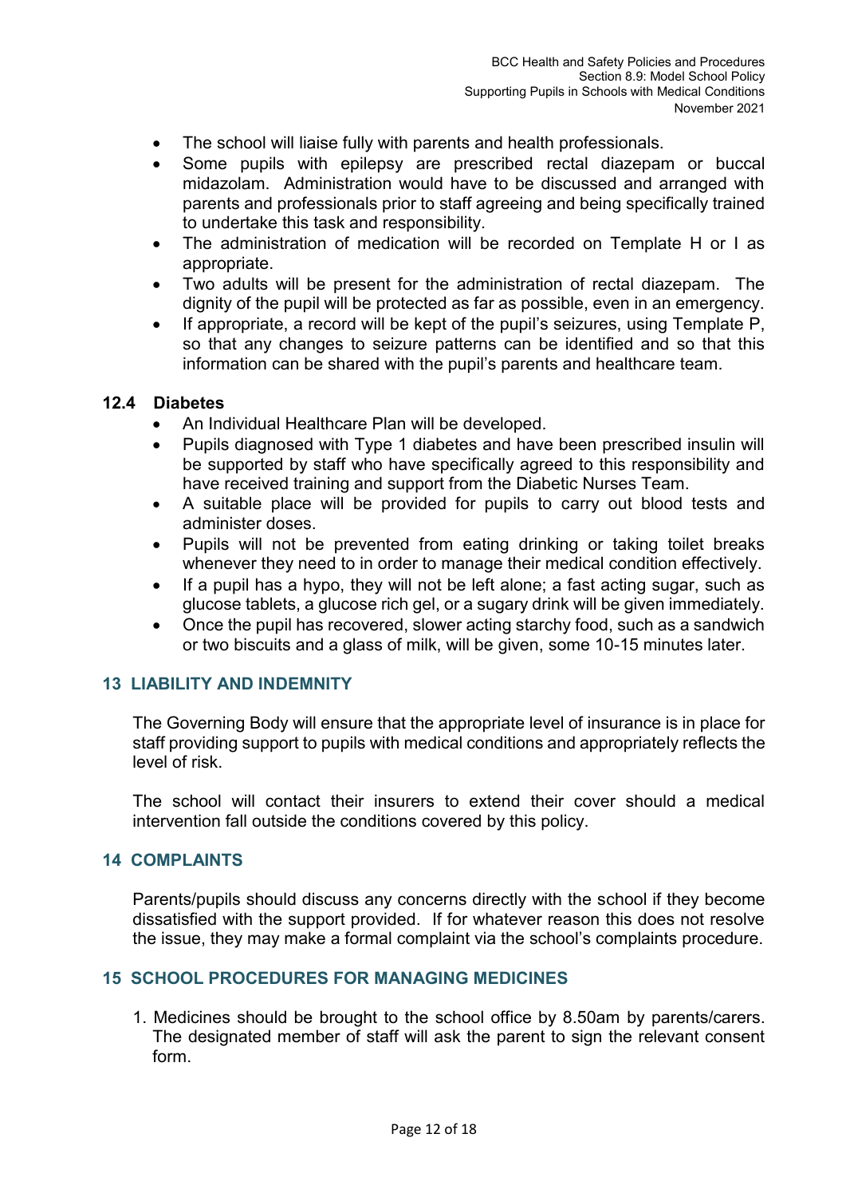- The school will liaise fully with parents and health professionals.
- Some pupils with epilepsy are prescribed rectal diazepam or buccal midazolam. Administration would have to be discussed and arranged with parents and professionals prior to staff agreeing and being specifically trained to undertake this task and responsibility.
- The administration of medication will be recorded on Template H or I as appropriate.
- Two adults will be present for the administration of rectal diazepam. The dignity of the pupil will be protected as far as possible, even in an emergency.
- If appropriate, a record will be kept of the pupil's seizures, using Template P, so that any changes to seizure patterns can be identified and so that this information can be shared with the pupil's parents and healthcare team.

### 12.4 Diabetes

- An Individual Healthcare Plan will be developed.
- Pupils diagnosed with Type 1 diabetes and have been prescribed insulin will be supported by staff who have specifically agreed to this responsibility and have received training and support from the Diabetic Nurses Team.
- A suitable place will be provided for pupils to carry out blood tests and administer doses.
- Pupils will not be prevented from eating drinking or taking toilet breaks whenever they need to in order to manage their medical condition effectively.
- If a pupil has a hypo, they will not be left alone; a fast acting sugar, such as glucose tablets, a glucose rich gel, or a sugary drink will be given immediately.
- Once the pupil has recovered, slower acting starchy food, such as a sandwich or two biscuits and a glass of milk, will be given, some 10-15 minutes later.

## 13 LIABILITY AND INDEMNITY

The Governing Body will ensure that the appropriate level of insurance is in place for staff providing support to pupils with medical conditions and appropriately reflects the level of risk.

The school will contact their insurers to extend their cover should a medical intervention fall outside the conditions covered by this policy.

## 14 COMPLAINTS

Parents/pupils should discuss any concerns directly with the school if they become dissatisfied with the support provided. If for whatever reason this does not resolve the issue, they may make a formal complaint via the school's complaints procedure.

## 15 SCHOOL PROCEDURES FOR MANAGING MEDICINES

1. Medicines should be brought to the school office by 8.50am by parents/carers. The designated member of staff will ask the parent to sign the relevant consent form.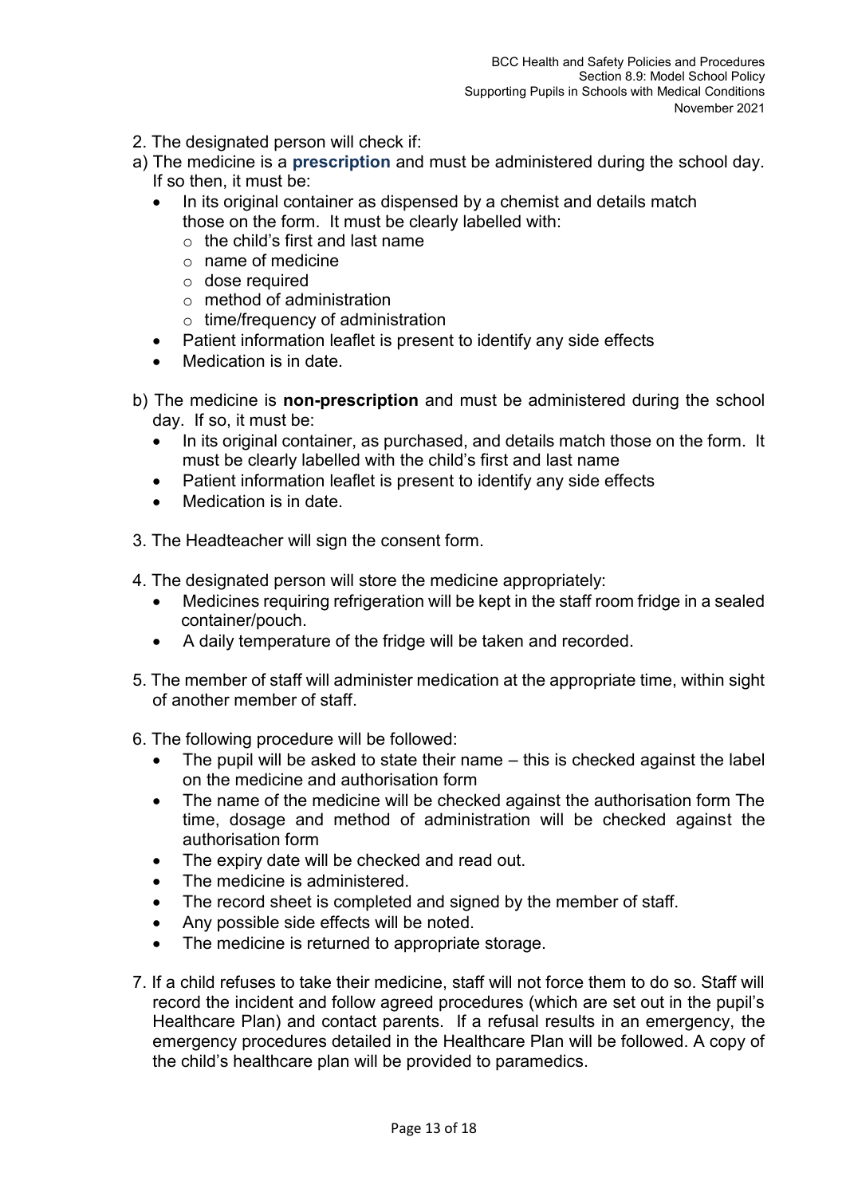2. The designated person will check if:

a) The medicine is a **prescription** and must be administered during the school day. If so then, it must be:

- In its original container as dispensed by a chemist and details match those on the form. It must be clearly labelled with:
  - the child's first and last name
  - name of medicine
  - dose required
  - method of administration
  - time/frequency of administration
- Patient information leaflet is present to identify any side effects
- Medication is in date.

b) The medicine is **non-prescription** and must be administered during the school day. If so, it must be:

- In its original container, as purchased, and details match those on the form. It must be clearly labelled with the child's first and last name
- Patient information leaflet is present to identify any side effects
- Medication is in date.

3. The Headteacher will sign the consent form.

4. The designated person will store the medicine appropriately:
   - Medicines requiring refrigeration will be kept in the staff room fridge in a sealed container/pouch.
   - A daily temperature of the fridge will be taken and recorded.

5. The member of staff will administer medication at the appropriate time, within sight of another member of staff.

6. The following procedure will be followed:
   - The pupil will be asked to state their name – this is checked against the label on the medicine and authorisation form
   - The name of the medicine will be checked against the authorisation form The time, dosage and method of administration will be checked against the authorisation form
   - The expiry date will be checked and read out.
   - The medicine is administered.
   - The record sheet is completed and signed by the member of staff.
   - Any possible side effects will be noted.
   - The medicine is returned to appropriate storage.

7. If a child refuses to take their medicine, staff will not force them to do so. Staff will record the incident and follow agreed procedures (which are set out in the pupil's Healthcare Plan) and contact parents. If a refusal results in an emergency, the emergency procedures detailed in the Healthcare Plan will be followed. A copy of the child's healthcare plan will be provided to paramedics.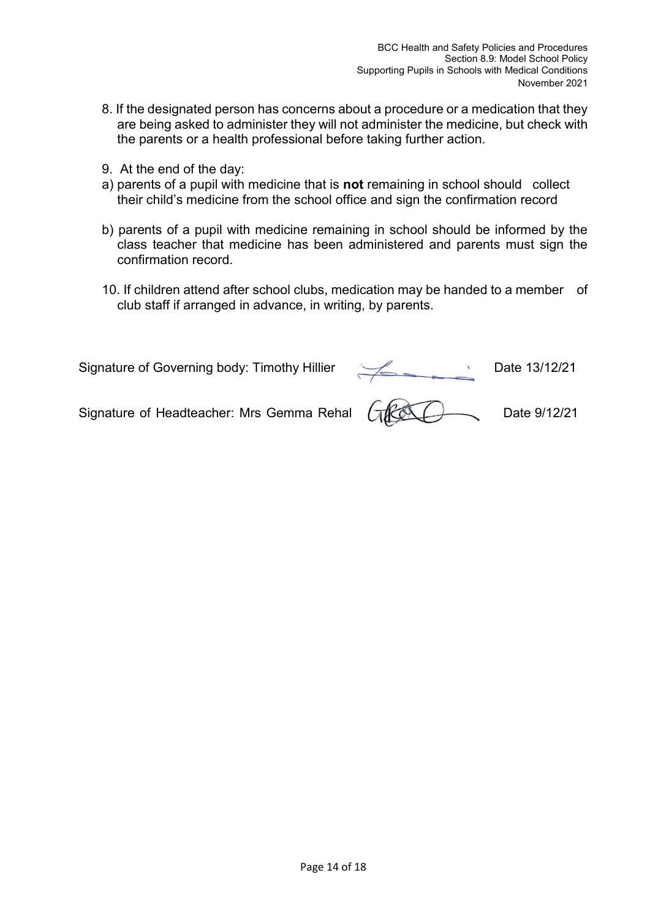8. If the designated person has concerns about a procedure or a medication that they are being asked to administer they will not administer the medicine, but check with the parents or a health professional before taking further action.

9. At the end of the day:

a) parents of a pupil with medicine that is **not** remaining in school should collect their child's medicine from the school office and sign the confirmation record

b) parents of a pupil with medicine remaining in school should be informed by the class teacher that medicine has been administered and parents must sign the confirmation record.

10. If children attend after school clubs, medication may be handed to a member of club staff if arranged in advance, in writing, by parents.

Signature of Governing body: Timothy Hillier Date 13/12/21

Signature of Headteacher: Mrs Gemma Rehal Date 9/12/21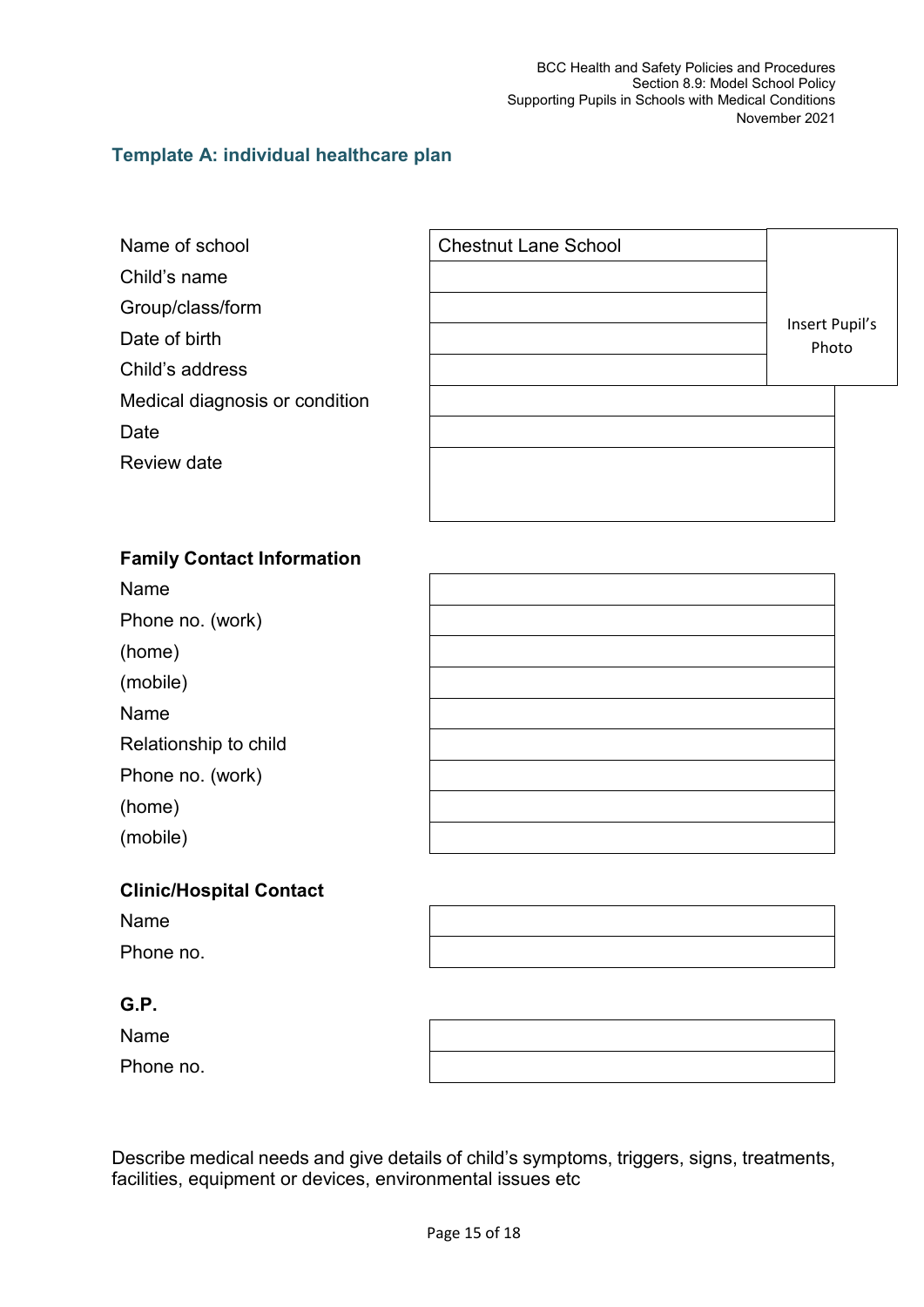### Template A: individual healthcare plan

| | | |
|---|---|---|
| Name of school | Chestnut Lane School | Insert Pupil's Photo |
| Child's name | | |
| Group/class/form | | |
| Date of birth | | |
| Child's address | | |
| Medical diagnosis or condition | | |
| Date | | |
| Review date | | |

**Family Contact Information**

| | |
|---|---|
| Name | |
| Phone no. (work) | |
| (home) | |
| (mobile) | |
| Name | |
| Relationship to child | |
| Phone no. (work) | |
| (home) | |
| (mobile) | |

**Clinic/Hospital Contact**

| | |
|---|---|
| Name | |
| Phone no. | |

**G.P.**

| | |
|---|---|
| Name | |
| Phone no. | |

Describe medical needs and give details of child's symptoms, triggers, signs, treatments, facilities, equipment or devices, environmental issues etc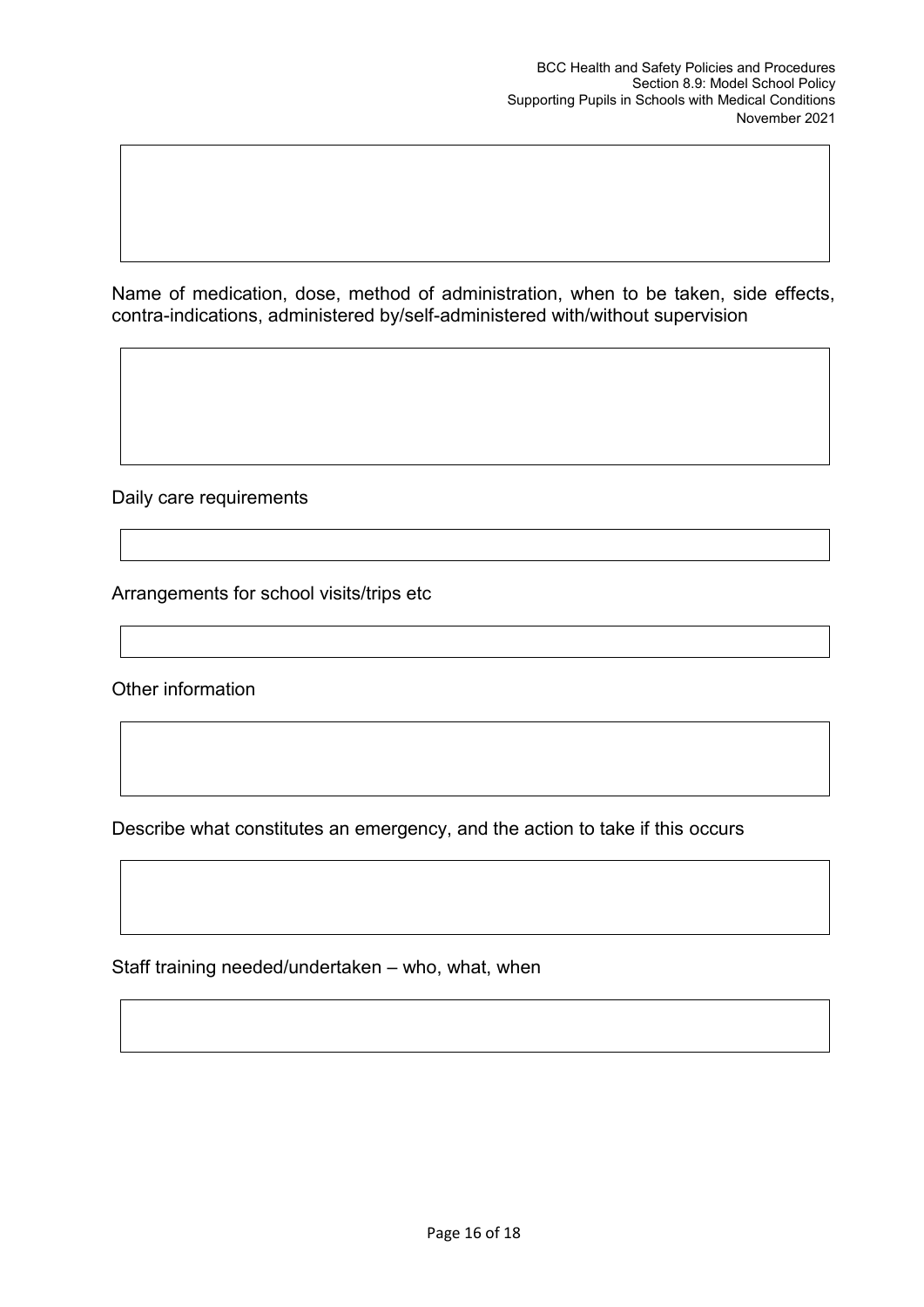Name of medication, dose, method of administration, when to be taken, side effects, contra-indications, administered by/self-administered with/without supervision

Daily care requirements

Arrangements for school visits/trips etc

Other information

Describe what constitutes an emergency, and the action to take if this occurs

Staff training needed/undertaken – who, what, when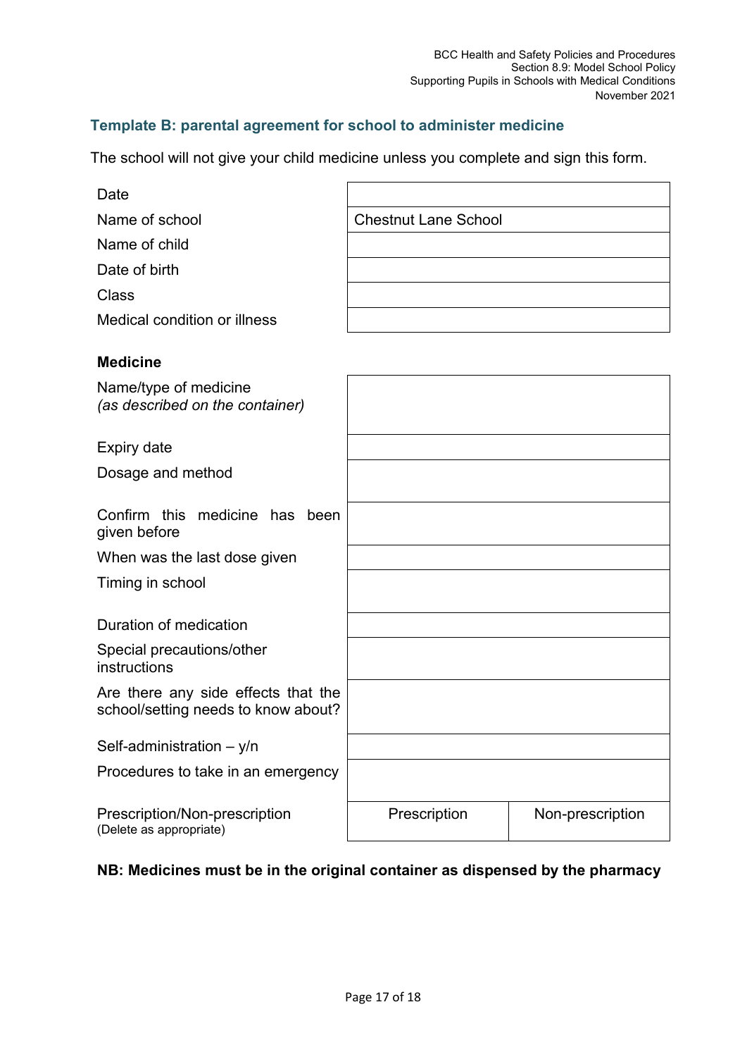## Template B: parental agreement for school to administer medicine

The school will not give your child medicine unless you complete and sign this form.

| | |
|---|---|
| Date | |
| Name of school | Chestnut Lane School |
| Name of child | |
| Date of birth | |
| Class | |
| Medical condition or illness | |

**Medicine**

| | | |
|---|---|---|
| Name/type of medicine *(as described on the container)* | | |
| Expiry date | | |
| Dosage and method | | |
| Confirm this medicine has been given before | | |
| When was the last dose given | | |
| Timing in school | | |
| Duration of medication | | |
| Special precautions/other instructions | | |
| Are there any side effects that the school/setting needs to know about? | | |
| Self-administration – y/n | | |
| Procedures to take in an emergency | | |
| Prescription/Non-prescription (Delete as appropriate) | Prescription | Non-prescription |

**NB: Medicines must be in the original container as dispensed by the pharmacy**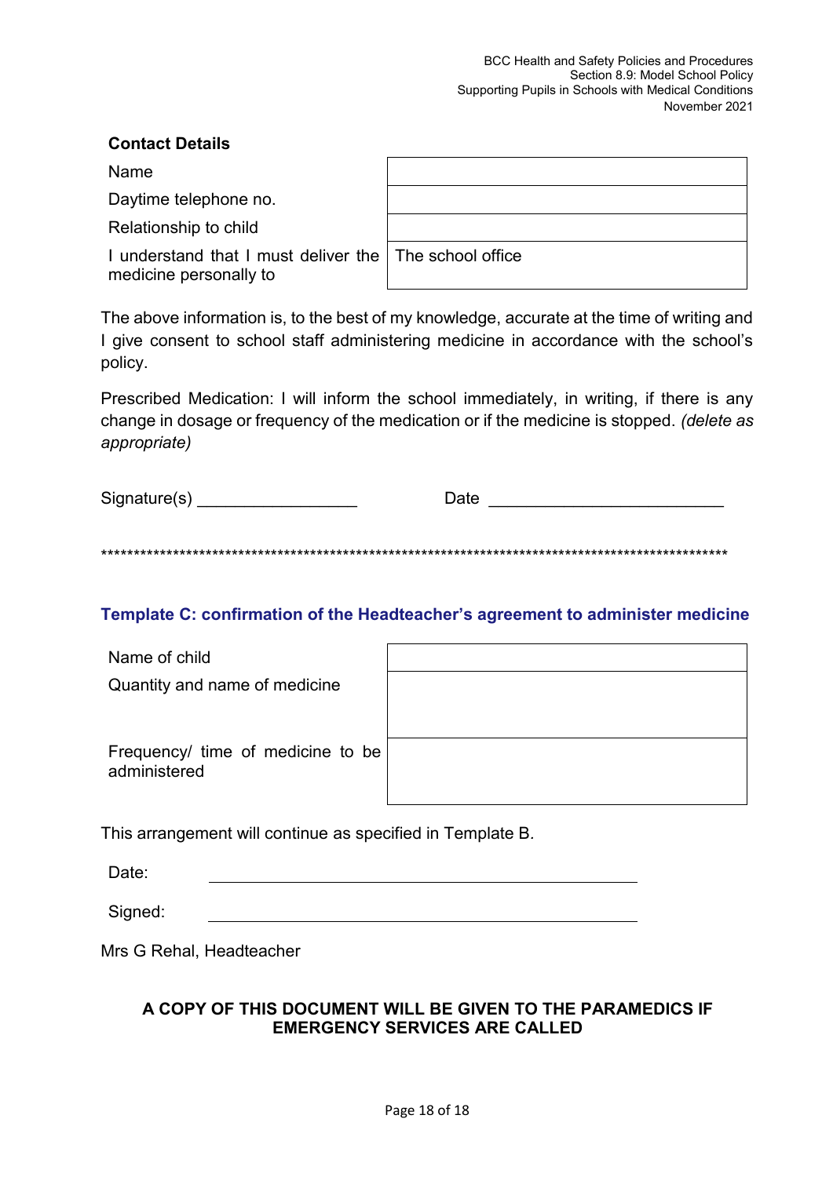**Contact Details**

| | |
|---|---|
| Name | |
| Daytime telephone no. | |
| Relationship to child | |
| I understand that I must deliver the medicine personally to | The school office |

The above information is, to the best of my knowledge, accurate at the time of writing and I give consent to school staff administering medicine in accordance with the school's policy.

Prescribed Medication: I will inform the school immediately, in writing, if there is any change in dosage or frequency of the medication or if the medicine is stopped. *(delete as appropriate)*

Signature(s) _________________ Date _________________________

****************************************************************************************************

### Template C: confirmation of the Headteacher's agreement to administer medicine

| | |
|---|---|
| Name of child | |
| Quantity and name of medicine | |
| Frequency/ time of medicine to be administered | |

This arrangement will continue as specified in Template B.

Date: ____________________________________________

Signed: ____________________________________________

Mrs G Rehal, Headteacher

**A COPY OF THIS DOCUMENT WILL BE GIVEN TO THE PARAMEDICS IF EMERGENCY SERVICES ARE CALLED**